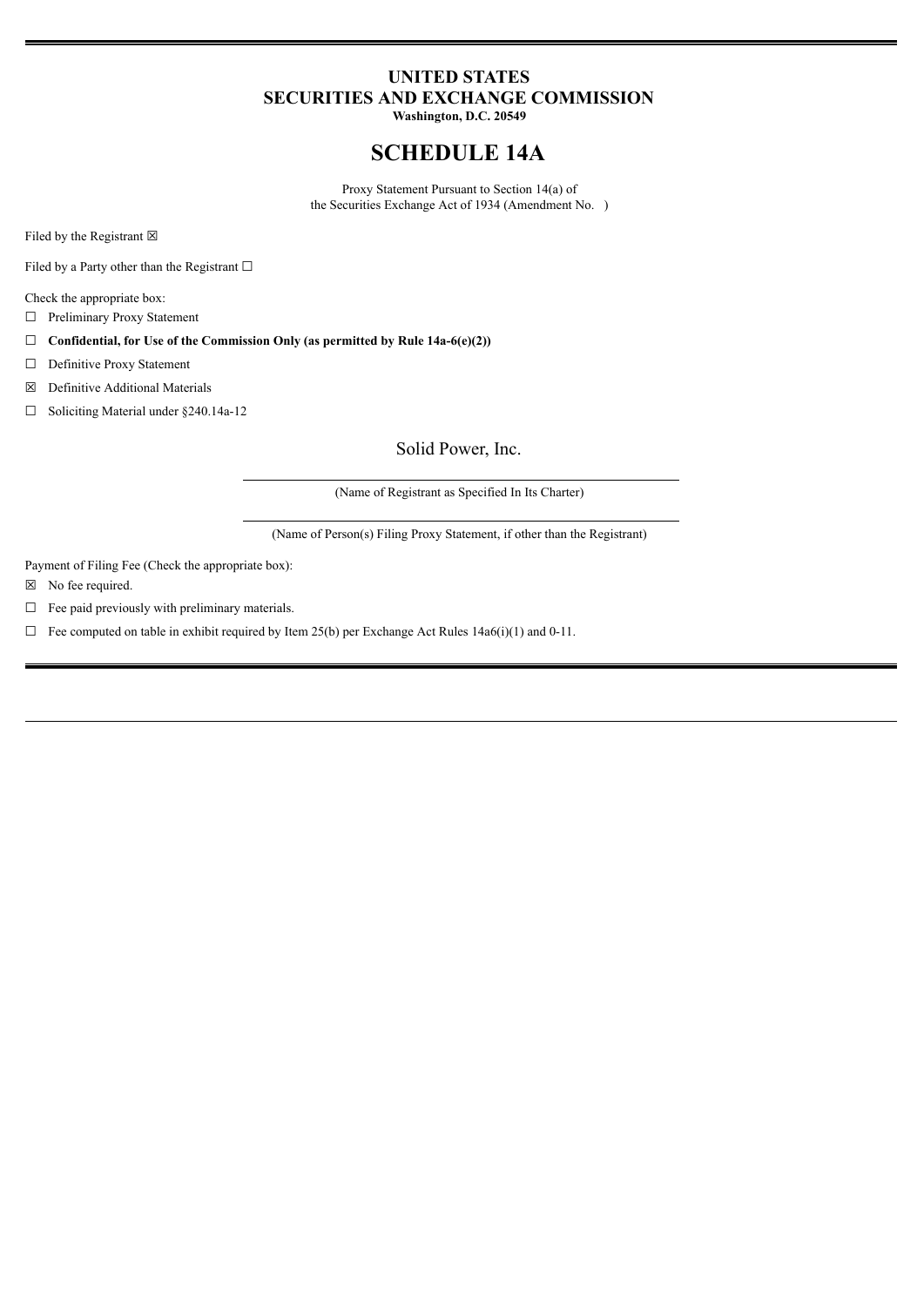# UNITED STATES
# SECURITIES AND EXCHANGE COMMISSION
**Washington, D.C. 20549**

# SCHEDULE 14A

Proxy Statement Pursuant to Section 14(a) of
the Securities Exchange Act of 1934 (Amendment No. )

Filed by the Registrant ☒

Filed by a Party other than the Registrant ☐

Check the appropriate box:

☐ Preliminary Proxy Statement

☐ **Confidential, for Use of the Commission Only (as permitted by Rule 14a-6(e)(2))**

☐ Definitive Proxy Statement

☒ Definitive Additional Materials

☐ Soliciting Material under §240.14a-12

Solid Power, Inc.

(Name of Registrant as Specified In Its Charter)

(Name of Person(s) Filing Proxy Statement, if other than the Registrant)

Payment of Filing Fee (Check the appropriate box):

☒ No fee required.

☐ Fee paid previously with preliminary materials.

☐ Fee computed on table in exhibit required by Item 25(b) per Exchange Act Rules 14a6(i)(1) and 0-11.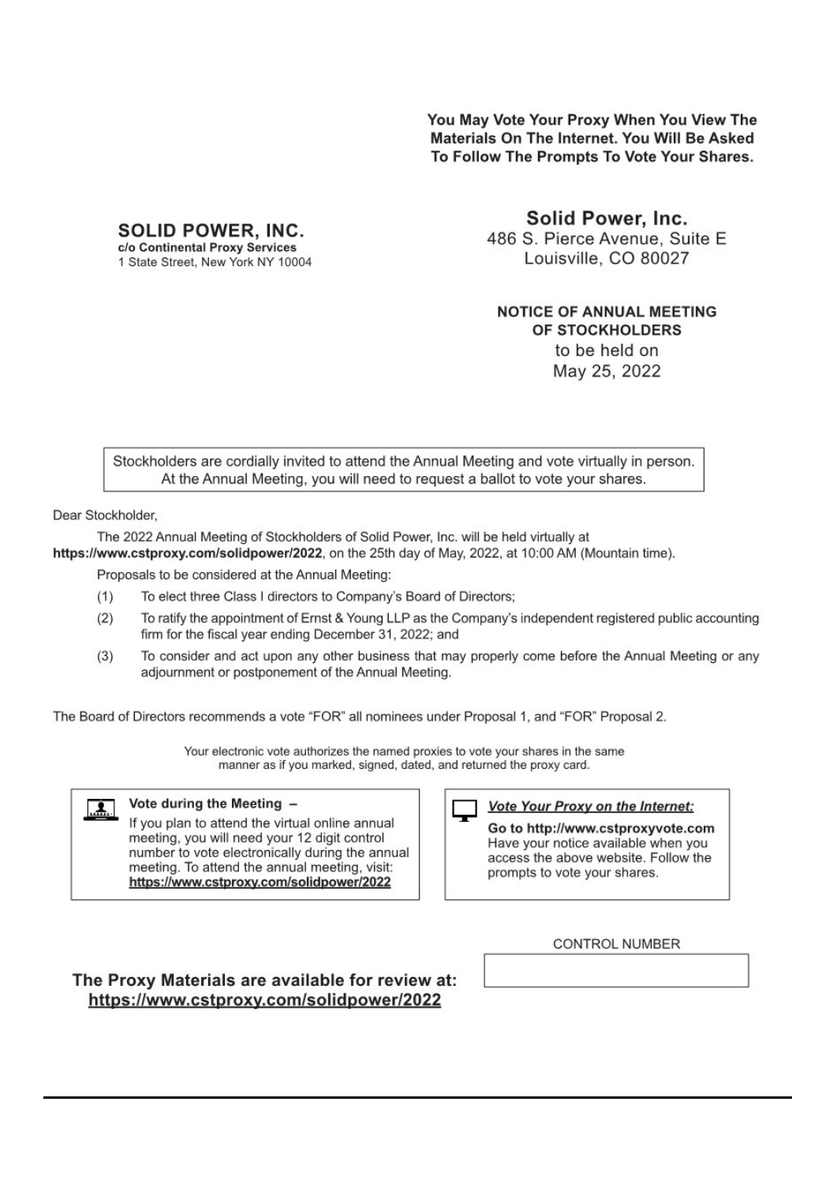**You May Vote Your Proxy When You View The Materials On The Internet. You Will Be Asked To Follow The Prompts To Vote Your Shares.**

**SOLID POWER, INC.**
**c/o Continental Proxy Services**
1 State Street, New York NY 10004

## Solid Power, Inc.

486 S. Pierce Avenue, Suite E
Louisville, CO 80027

**NOTICE OF ANNUAL MEETING OF STOCKHOLDERS**
to be held on
May 25, 2022

Stockholders are cordially invited to attend the Annual Meeting and vote virtually in person. At the Annual Meeting, you will need to request a ballot to vote your shares.

Dear Stockholder,

The 2022 Annual Meeting of Stockholders of Solid Power, Inc. will be held virtually at **https://www.cstproxy.com/solidpower/2022**, on the 25th day of May, 2022, at 10:00 AM (Mountain time).

Proposals to be considered at the Annual Meeting:

(1) To elect three Class I directors to Company's Board of Directors;

(2) To ratify the appointment of Ernst & Young LLP as the Company's independent registered public accounting firm for the fiscal year ending December 31, 2022; and

(3) To consider and act upon any other business that may properly come before the Annual Meeting or any adjournment or postponement of the Annual Meeting.

The Board of Directors recommends a vote "FOR" all nominees under Proposal 1, and "FOR" Proposal 2.

Your electronic vote authorizes the named proxies to vote your shares in the same manner as if you marked, signed, dated, and returned the proxy card.

**Vote during the Meeting –**
If you plan to attend the virtual online annual meeting, you will need your 12 digit control number to vote electronically during the annual meeting. To attend the annual meeting, visit: **https://www.cstproxy.com/solidpower/2022**

***Vote Your Proxy on the Internet:***
**Go to http://www.cstproxyvote.com**
Have your notice available when you access the above website. Follow the prompts to vote your shares.

CONTROL NUMBER

**The Proxy Materials are available for review at: https://www.cstproxy.com/solidpower/2022**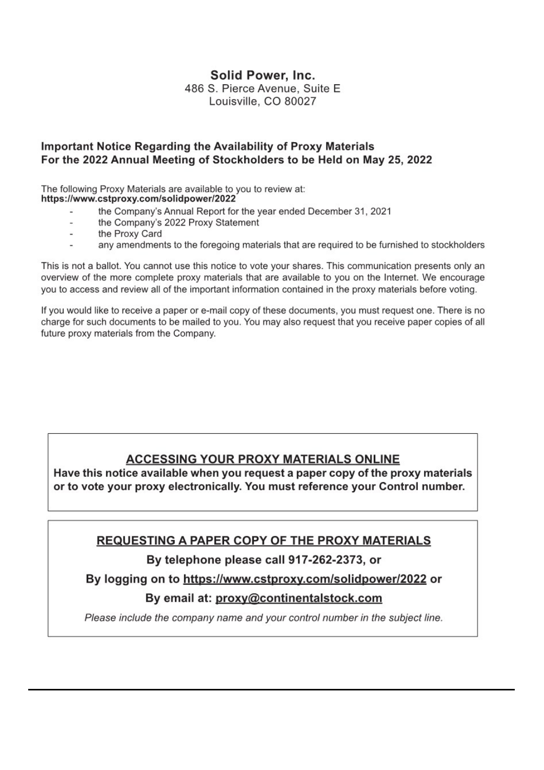**Solid Power, Inc.**
486 S. Pierce Avenue, Suite E
Louisville, CO 80027

**Important Notice Regarding the Availability of Proxy Materials**
**For the 2022 Annual Meeting of Stockholders to be Held on May 25, 2022**

The following Proxy Materials are available to you to review at:
**https://www.cstproxy.com/solidpower/2022**

- the Company's Annual Report for the year ended December 31, 2021
- the Company's 2022 Proxy Statement
- the Proxy Card
- any amendments to the foregoing materials that are required to be furnished to stockholders

This is not a ballot. You cannot use this notice to vote your shares. This communication presents only an overview of the more complete proxy materials that are available to you on the Internet. We encourage you to access and review all of the important information contained in the proxy materials before voting.

If you would like to receive a paper or e-mail copy of these documents, you must request one. There is no charge for such documents to be mailed to you. You may also request that you receive paper copies of all future proxy materials from the Company.

**ACCESSING YOUR PROXY MATERIALS ONLINE**

**Have this notice available when you request a paper copy of the proxy materials or to vote your proxy electronically. You must reference your Control number.**

**REQUESTING A PAPER COPY OF THE PROXY MATERIALS**

**By telephone please call 917-262-2373, or**

**By logging on to https://www.cstproxy.com/solidpower/2022 or**

**By email at: proxy@continentalstock.com**

*Please include the company name and your control number in the subject line.*